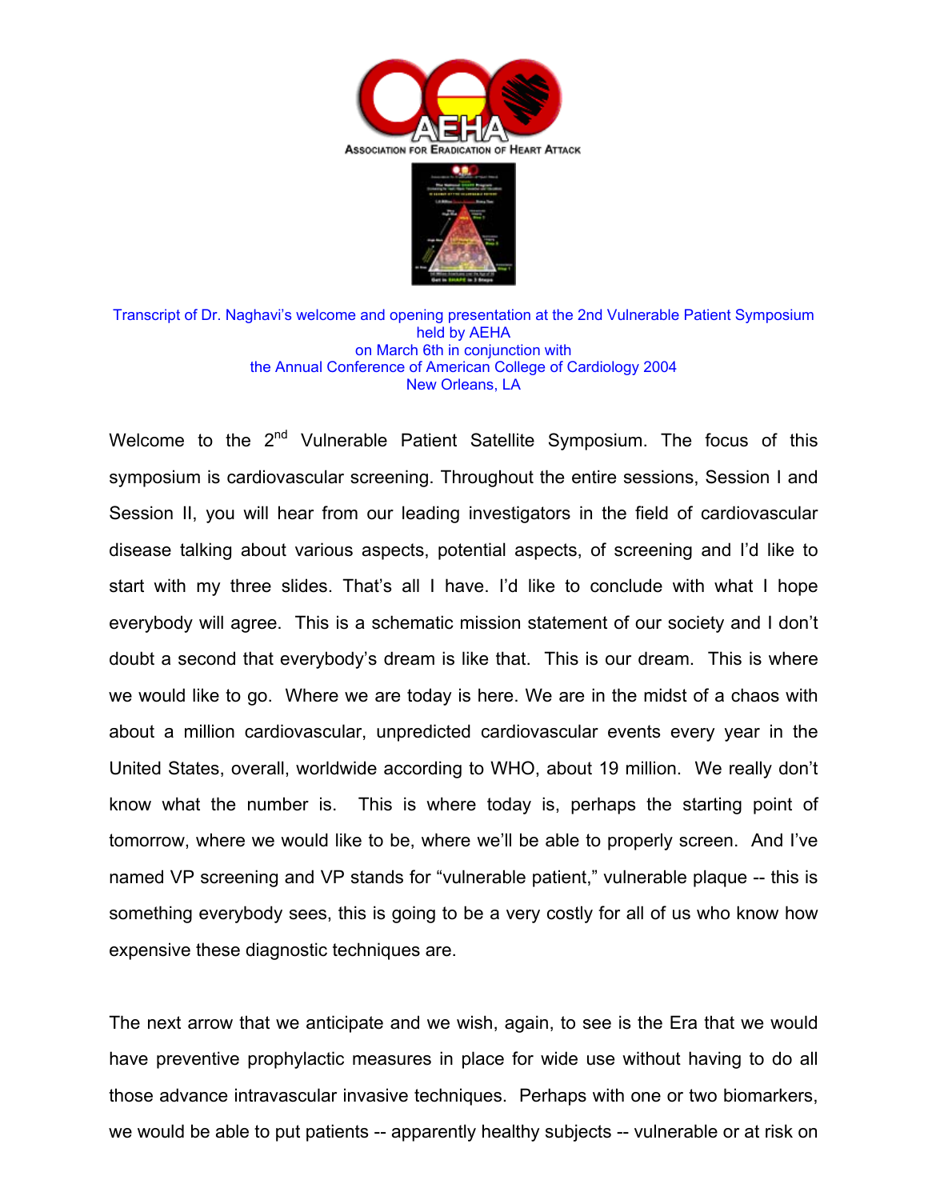ASSOCIATION FOR ERADICATION OF HEART ATTACK

Transcript of Dr. Naghavi's welcome and opening presentation at the 2nd Vulnerable Patient Symposium held by AEHA on March 6th in conjunction with the Annual Conference of American College of Cardiology 2004 New Orleans, LA

Welcome to the 2nd Vulnerable Patient Satellite Symposium. The focus of this symposium is cardiovascular screening. Throughout the entire sessions, Session I and Session II, you will hear from our leading investigators in the field of cardiovascular disease talking about various aspects, potential aspects, of screening and I'd like to start with my three slides. That's all I have. I'd like to conclude with what I hope everybody will agree. This is a schematic mission statement of our society and I don't doubt a second that everybody's dream is like that. This is our dream. This is where we would like to go. Where we are today is here. We are in the midst of a chaos with about a million cardiovascular, unpredicted cardiovascular events every year in the United States, overall, worldwide according to WHO, about 19 million. We really don't know what the number is. This is where today is, perhaps the starting point of tomorrow, where we would like to be, where we'll be able to properly screen. And I've named VP screening and VP stands for "vulnerable patient," vulnerable plaque -- this is something everybody sees, this is going to be a very costly for all of us who know how expensive these diagnostic techniques are.

The next arrow that we anticipate and we wish, again, to see is the Era that we would have preventive prophylactic measures in place for wide use without having to do all those advance intravascular invasive techniques. Perhaps with one or two biomarkers, we would be able to put patients -- apparently healthy subjects -- vulnerable or at risk on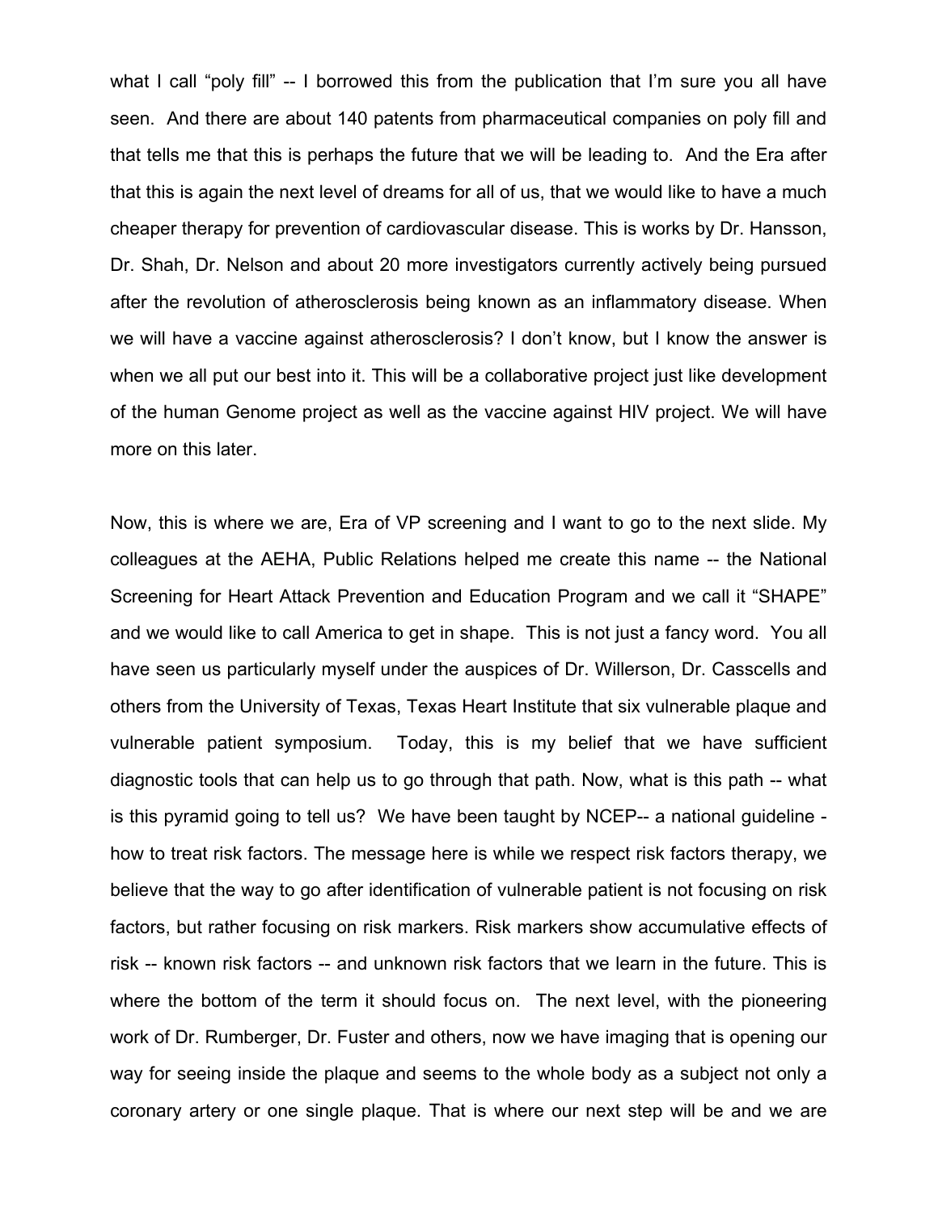what I call “poly fill” -- I borrowed this from the publication that I’m sure you all have seen. And there are about 140 patents from pharmaceutical companies on poly fill and that tells me that this is perhaps the future that we will be leading to. And the Era after that this is again the next level of dreams for all of us, that we would like to have a much cheaper therapy for prevention of cardiovascular disease. This is works by Dr. Hansson, Dr. Shah, Dr. Nelson and about 20 more investigators currently actively being pursued after the revolution of atherosclerosis being known as an inflammatory disease. When we will have a vaccine against atherosclerosis? I don’t know, but I know the answer is when we all put our best into it. This will be a collaborative project just like development of the human Genome project as well as the vaccine against HIV project. We will have more on this later.

Now, this is where we are, Era of VP screening and I want to go to the next slide. My colleagues at the AEHA, Public Relations helped me create this name -- the National Screening for Heart Attack Prevention and Education Program and we call it “SHAPE” and we would like to call America to get in shape. This is not just a fancy word. You all have seen us particularly myself under the auspices of Dr. Willerson, Dr. Casscells and others from the University of Texas, Texas Heart Institute that six vulnerable plaque and vulnerable patient symposium. Today, this is my belief that we have sufficient diagnostic tools that can help us to go through that path. Now, what is this path -- what is this pyramid going to tell us? We have been taught by NCEP-- a national guideline - how to treat risk factors. The message here is while we respect risk factors therapy, we believe that the way to go after identification of vulnerable patient is not focusing on risk factors, but rather focusing on risk markers. Risk markers show accumulative effects of risk -- known risk factors -- and unknown risk factors that we learn in the future. This is where the bottom of the term it should focus on. The next level, with the pioneering work of Dr. Rumberger, Dr. Fuster and others, now we have imaging that is opening our way for seeing inside the plaque and seems to the whole body as a subject not only a coronary artery or one single plaque. That is where our next step will be and we are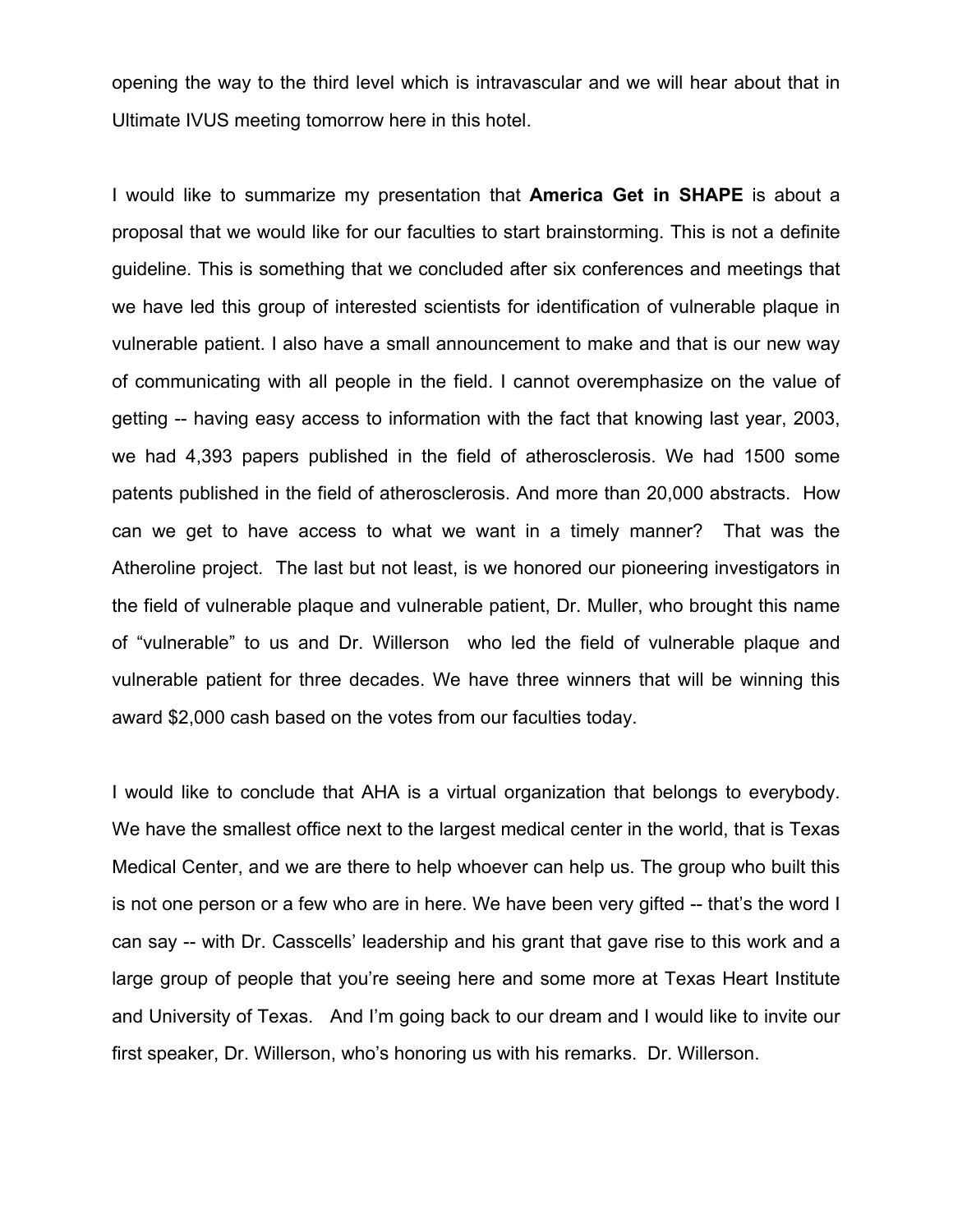opening the way to the third level which is intravascular and we will hear about that in Ultimate IVUS meeting tomorrow here in this hotel.

I would like to summarize my presentation that **America Get in SHAPE** is about a proposal that we would like for our faculties to start brainstorming. This is not a definite guideline. This is something that we concluded after six conferences and meetings that we have led this group of interested scientists for identification of vulnerable plaque in vulnerable patient. I also have a small announcement to make and that is our new way of communicating with all people in the field. I cannot overemphasize on the value of getting -- having easy access to information with the fact that knowing last year, 2003, we had 4,393 papers published in the field of atherosclerosis. We had 1500 some patents published in the field of atherosclerosis. And more than 20,000 abstracts. How can we get to have access to what we want in a timely manner? That was the Atheroline project. The last but not least, is we honored our pioneering investigators in the field of vulnerable plaque and vulnerable patient, Dr. Muller, who brought this name of "vulnerable" to us and Dr. Willerson who led the field of vulnerable plaque and vulnerable patient for three decades. We have three winners that will be winning this award $2,000 cash based on the votes from our faculties today.

I would like to conclude that AHA is a virtual organization that belongs to everybody. We have the smallest office next to the largest medical center in the world, that is Texas Medical Center, and we are there to help whoever can help us. The group who built this is not one person or a few who are in here. We have been very gifted -- that's the word I can say -- with Dr. Casscells' leadership and his grant that gave rise to this work and a large group of people that you're seeing here and some more at Texas Heart Institute and University of Texas. And I'm going back to our dream and I would like to invite our first speaker, Dr. Willerson, who's honoring us with his remarks. Dr. Willerson.